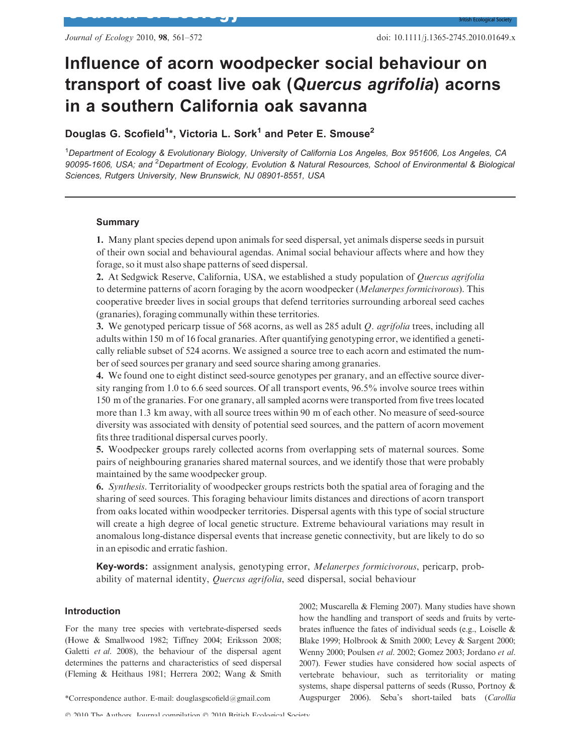# Influence of acorn woodpecker social behaviour on transport of coast live oak (*Quercus agrifolia*) acorns in a southern California oak savanna

**Douglas G. Scofield[1]*, Victoria L. Sork[1] and Peter E. Smouse[2]**

[1]*Department of Ecology & Evolutionary Biology, University of California Los Angeles, Box 951606, Los Angeles, CA 90095-1606, USA; and* [2]*Department of Ecology, Evolution & Natural Resources, School of Environmental & Biological Sciences, Rutgers University, New Brunswick, NJ 08901-8551, USA*

## Summary

**1.** Many plant species depend upon animals for seed dispersal, yet animals disperse seeds in pursuit of their own social and behavioural agendas. Animal social behaviour affects where and how they forage, so it must also shape patterns of seed dispersal.

**2.** At Sedgwick Reserve, California, USA, we established a study population of *Quercus agrifolia* to determine patterns of acorn foraging by the acorn woodpecker (*Melanerpes formicivorous*). This cooperative breeder lives in social groups that defend territories surrounding arboreal seed caches (granaries), foraging communally within these territories.

**3.** We genotyped pericarp tissue of 568 acorns, as well as 285 adult *Q. agrifolia* trees, including all adults within 150 m of 16 focal granaries. After quantifying genotyping error, we identified a genetically reliable subset of 524 acorns. We assigned a source tree to each acorn and estimated the number of seed sources per granary and seed source sharing among granaries.

**4.** We found one to eight distinct seed-source genotypes per granary, and an effective source diversity ranging from 1.0 to 6.6 seed sources. Of all transport events, 96.5% involve source trees within 150 m of the granaries. For one granary, all sampled acorns were transported from five trees located more than 1.3 km away, with all source trees within 90 m of each other. No measure of seed-source diversity was associated with density of potential seed sources, and the pattern of acorn movement fits three traditional dispersal curves poorly.

**5.** Woodpecker groups rarely collected acorns from overlapping sets of maternal sources. Some pairs of neighbouring granaries shared maternal sources, and we identify those that were probably maintained by the same woodpecker group.

**6.** *Synthesis*. Territoriality of woodpecker groups restricts both the spatial area of foraging and the sharing of seed sources. This foraging behaviour limits distances and directions of acorn transport from oaks located within woodpecker territories. Dispersal agents with this type of social structure will create a high degree of local genetic structure. Extreme behavioural variations may result in anomalous long-distance dispersal events that increase genetic connectivity, but are likely to do so in an episodic and erratic fashion.

**Key-words:** assignment analysis, genotyping error, *Melanerpes formicivorous*, pericarp, probability of maternal identity, *Quercus agrifolia*, seed dispersal, social behaviour

## Introduction

For the many tree species with vertebrate-dispersed seeds (Howe & Smallwood 1982; Tiffney 2004; Eriksson 2008; Galetti *et al.* 2008), the behaviour of the dispersal agent determines the patterns and characteristics of seed dispersal (Fleming & Heithaus 1981; Herrera 2002; Wang & Smith 2002; Muscarella & Fleming 2007). Many studies have shown how the handling and transport of seeds and fruits by vertebrates influence the fates of individual seeds (e.g., Loiselle & Blake 1999; Holbrook & Smith 2000; Levey & Sargent 2000; Wenny 2000; Poulsen *et al.* 2002; Gomez 2003; Jordano *et al.* 2007). Fewer studies have considered how social aspects of vertebrate behaviour, such as territoriality or mating systems, shape dispersal patterns of seeds (Russo, Portnoy & Augspurger 2006). Seba's short-tailed bats (*Carollia*

*Correspondence author. E-mail: douglasgscofield@gmail.com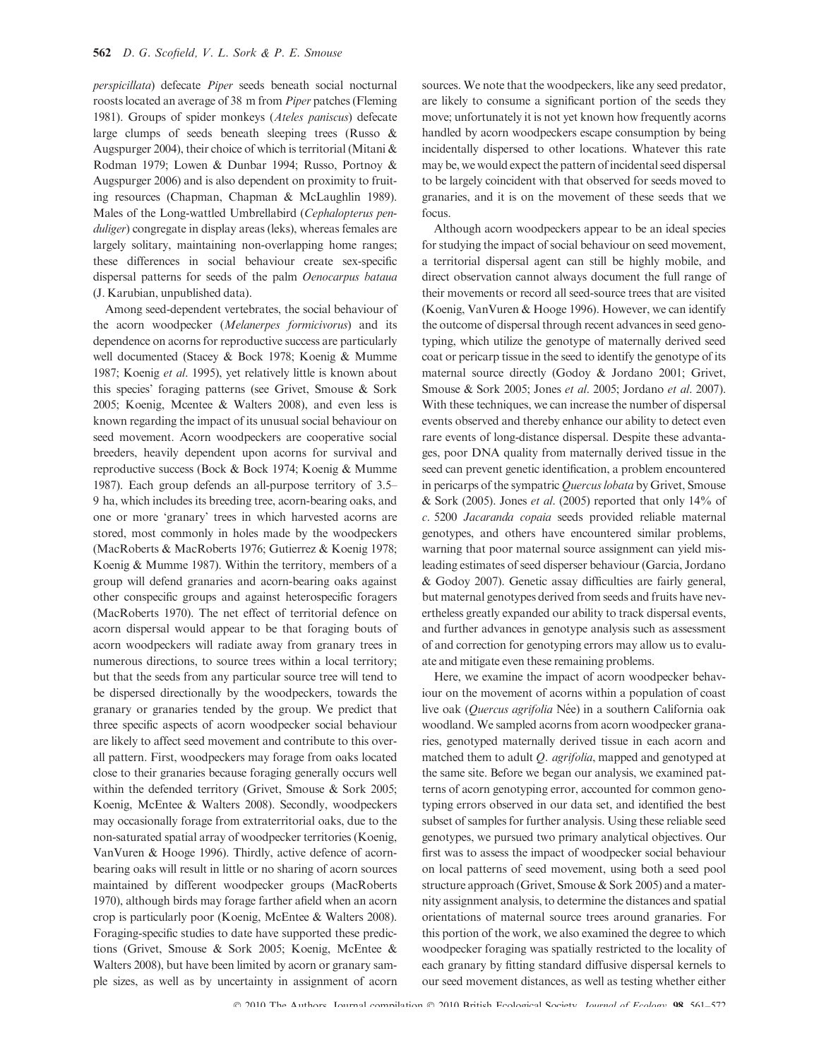*perspicillata*) defecate *Piper* seeds beneath social nocturnal roosts located an average of 38 m from *Piper* patches (Fleming 1981). Groups of spider monkeys (*Ateles paniscus*) defecate large clumps of seeds beneath sleeping trees (Russo & Augspurger 2004), their choice of which is territorial (Mitani & Rodman 1979; Lowen & Dunbar 1994; Russo, Portnoy & Augspurger 2006) and is also dependent on proximity to fruiting resources (Chapman, Chapman & McLaughlin 1989). Males of the Long-wattled Umbrellabird (*Cephalopterus penduliger*) congregate in display areas (leks), whereas females are largely solitary, maintaining non-overlapping home ranges; these differences in social behaviour create sex-specific dispersal patterns for seeds of the palm *Oenocarpus bataua* (J. Karubian, unpublished data).

Among seed-dependent vertebrates, the social behaviour of the acorn woodpecker (*Melanerpes formicivorus*) and its dependence on acorns for reproductive success are particularly well documented (Stacey & Bock 1978; Koenig & Mumme 1987; Koenig *et al*. 1995), yet relatively little is known about this species' foraging patterns (see Grivet, Smouse & Sork 2005; Koenig, Mcentee & Walters 2008), and even less is known regarding the impact of its unusual social behaviour on seed movement. Acorn woodpeckers are cooperative social breeders, heavily dependent upon acorns for survival and reproductive success (Bock & Bock 1974; Koenig & Mumme 1987). Each group defends an all-purpose territory of 3.5–9 ha, which includes its breeding tree, acorn-bearing oaks, and one or more 'granary' trees in which harvested acorns are stored, most commonly in holes made by the woodpeckers (MacRoberts & MacRoberts 1976; Gutierrez & Koenig 1978; Koenig & Mumme 1987). Within the territory, members of a group will defend granaries and acorn-bearing oaks against other conspecific groups and against heterospecific foragers (MacRoberts 1970). The net effect of territorial defence on acorn dispersal would appear to be that foraging bouts of acorn woodpeckers will radiate away from granary trees in numerous directions, to source trees within a local territory; but that the seeds from any particular source tree will tend to be dispersed directionally by the woodpeckers, towards the granary or granaries tended by the group. We predict that three specific aspects of acorn woodpecker social behaviour are likely to affect seed movement and contribute to this overall pattern. First, woodpeckers may forage from oaks located close to their granaries because foraging generally occurs well within the defended territory (Grivet, Smouse & Sork 2005; Koenig, McEntee & Walters 2008). Secondly, woodpeckers may occasionally forage from extraterritorial oaks, due to the non-saturated spatial array of woodpecker territories (Koenig, VanVuren & Hooge 1996). Thirdly, active defence of acorn-bearing oaks will result in little or no sharing of acorn sources maintained by different woodpecker groups (MacRoberts 1970), although birds may forage farther afield when an acorn crop is particularly poor (Koenig, McEntee & Walters 2008). Foraging-specific studies to date have supported these predictions (Grivet, Smouse & Sork 2005; Koenig, McEntee & Walters 2008), but have been limited by acorn or granary sample sizes, as well as by uncertainty in assignment of acorn sources. We note that the woodpeckers, like any seed predator, are likely to consume a significant portion of the seeds they move; unfortunately it is not yet known how frequently acorns handled by acorn woodpeckers escape consumption by being incidentally dispersed to other locations. Whatever this rate may be, we would expect the pattern of incidental seed dispersal to be largely coincident with that observed for seeds moved to granaries, and it is on the movement of these seeds that we focus.

Although acorn woodpeckers appear to be an ideal species for studying the impact of social behaviour on seed movement, a territorial dispersal agent can still be highly mobile, and direct observation cannot always document the full range of their movements or record all seed-source trees that are visited (Koenig, VanVuren & Hooge 1996). However, we can identify the outcome of dispersal through recent advances in seed genotyping, which utilize the genotype of maternally derived seed coat or pericarp tissue in the seed to identify the genotype of its maternal source directly (Godoy & Jordano 2001; Grivet, Smouse & Sork 2005; Jones *et al*. 2005; Jordano *et al*. 2007). With these techniques, we can increase the number of dispersal events observed and thereby enhance our ability to detect even rare events of long-distance dispersal. Despite these advantages, poor DNA quality from maternally derived tissue in the seed can prevent genetic identification, a problem encountered in pericarps of the sympatric *Quercus lobata* by Grivet, Smouse & Sork (2005). Jones *et al*. (2005) reported that only 14% of *c*. 5200 *Jacaranda copaia* seeds provided reliable maternal genotypes, and others have encountered similar problems, warning that poor maternal source assignment can yield misleading estimates of seed disperser behaviour (Garcia, Jordano & Godoy 2007). Genetic assay difficulties are fairly general, but maternal genotypes derived from seeds and fruits have nevertheless greatly expanded our ability to track dispersal events, and further advances in genotype analysis such as assessment of and correction for genotyping errors may allow us to evaluate and mitigate even these remaining problems.

Here, we examine the impact of acorn woodpecker behaviour on the movement of acorns within a population of coast live oak (*Quercus agrifolia* Née) in a southern California oak woodland. We sampled acorns from acorn woodpecker granaries, genotyped maternally derived tissue in each acorn and matched them to adult *Q. agrifolia*, mapped and genotyped at the same site. Before we began our analysis, we examined patterns of acorn genotyping error, accounted for common genotyping errors observed in our data set, and identified the best subset of samples for further analysis. Using these reliable seed genotypes, we pursued two primary analytical objectives. Our first was to assess the impact of woodpecker social behaviour on local patterns of seed movement, using both a seed pool structure approach (Grivet, Smouse & Sork 2005) and a maternity assignment analysis, to determine the distances and spatial orientations of maternal source trees around granaries. For this portion of the work, we also examined the degree to which woodpecker foraging was spatially restricted to the locality of each granary by fitting standard diffusive dispersal kernels to our seed movement distances, as well as testing whether either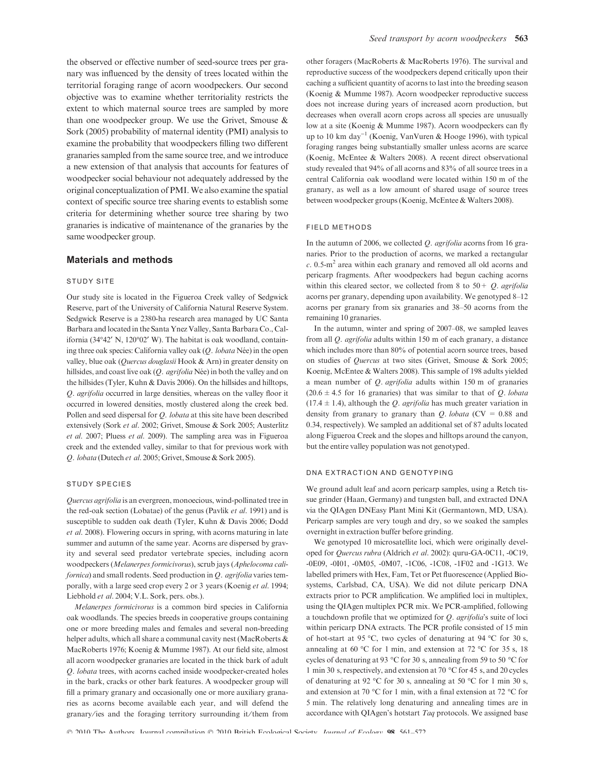the observed or effective number of seed-source trees per granary was influenced by the density of trees located within the territorial foraging range of acorn woodpeckers. Our second objective was to examine whether territoriality restricts the extent to which maternal source trees are sampled by more than one woodpecker group. We use the Grivet, Smouse & Sork (2005) probability of maternal identity (PMI) analysis to examine the probability that woodpeckers filling two different granaries sampled from the same source tree, and we introduce a new extension of that analysis that accounts for features of woodpecker social behaviour not adequately addressed by the original conceptualization of PMI. We also examine the spatial context of specific source tree sharing events to establish some criteria for determining whether source tree sharing by two granaries is indicative of maintenance of the granaries by the same woodpecker group.

## Materials and methods

### STUDY SITE

Our study site is located in the Figueroa Creek valley of Sedgwick Reserve, part of the University of California Natural Reserve System. Sedgwick Reserve is a 2380-ha research area managed by UC Santa Barbara and located in the Santa Ynez Valley, Santa Barbara Co., California (34°42′ N, 120°02′ W). The habitat is oak woodland, containing three oak species: California valley oak (*Q. lobata* Née) in the open valley, blue oak (*Quercus douglasii* Hook & Arn) in greater density on hillsides, and coast live oak (*Q. agrifolia* Née) in both the valley and on the hillsides (Tyler, Kuhn & Davis 2006). On the hillsides and hilltops, *Q. agrifolia* occurred in large densities, whereas on the valley floor it occurred in lowered densities, mostly clustered along the creek bed. Pollen and seed dispersal for *Q. lobata* at this site have been described extensively (Sork *et al.* 2002; Grivet, Smouse & Sork 2005; Austerlitz *et al.* 2007; Pluess *et al.* 2009). The sampling area was in Figueroa creek and the extended valley, similar to that for previous work with *Q. lobata* (Dutech *et al.* 2005; Grivet, Smouse & Sork 2005).

### STUDY SPECIES

*Quercus agrifolia* is an evergreen, monoecious, wind-pollinated tree in the red-oak section (Lobatae) of the genus (Pavlik *et al.* 1991) and is susceptible to sudden oak death (Tyler, Kuhn & Davis 2006; Dodd *et al.* 2008). Flowering occurs in spring, with acorns maturing in late summer and autumn of the same year. Acorns are dispersed by gravity and several seed predator vertebrate species, including acorn woodpeckers (*Melanerpes formicivorus*), scrub jays (*Aphelocoma californica*) and small rodents. Seed production in *Q. agrifolia* varies temporally, with a large seed crop every 2 or 3 years (Koenig *et al.* 1994; Liebhold *et al.* 2004; V.L. Sork, pers. obs.).

*Melanerpes formicivorus* is a common bird species in California oak woodlands. The species breeds in cooperative groups containing one or more breeding males and females and several non-breeding helper adults, which all share a communal cavity nest (MacRoberts & MacRoberts 1976; Koenig & Mumme 1987). At our field site, almost all acorn woodpecker granaries are located in the thick bark of adult *Q. lobata* trees, with acorns cached inside woodpecker-created holes in the bark, cracks or other bark features. A woodpecker group will fill a primary granary and occasionally one or more auxiliary granaries as acorns become available each year, and will defend the granary/ies and the foraging territory surrounding it/them from other foragers (MacRoberts & MacRoberts 1976). The survival and reproductive success of the woodpeckers depend critically upon their caching a sufficient quantity of acorns to last into the breeding season (Koenig & Mumme 1987). Acorn woodpecker reproductive success does not increase during years of increased acorn production, but decreases when overall acorn crops across all species are unusually low at a site (Koenig & Mumme 1987). Acorn woodpeckers can fly up to 10 km day$^{-1}$ (Koenig, VanVuren & Hooge 1996), with typical foraging ranges being substantially smaller unless acorns are scarce (Koenig, McEntee & Walters 2008). A recent direct observational study revealed that 94% of all acorns and 83% of all source trees in a central California oak woodland were located within 150 m of the granary, as well as a low amount of shared usage of source trees between woodpecker groups (Koenig, McEntee & Walters 2008).

### FIELD METHODS

In the autumn of 2006, we collected *Q. agrifolia* acorns from 16 granaries. Prior to the production of acorns, we marked a rectangular *c.* 0.5-m$^2$ area within each granary and removed all old acorns and pericarp fragments. After woodpeckers had begun caching acorns within this cleared sector, we collected from 8 to 50+ *Q. agrifolia* acorns per granary, depending upon availability. We genotyped 8–12 acorns per granary from six granaries and 38–50 acorns from the remaining 10 granaries.

In the autumn, winter and spring of 2007–08, we sampled leaves from all *Q. agrifolia* adults within 150 m of each granary, a distance which includes more than 80% of potential acorn source trees, based on studies of *Quercus* at two sites (Grivet, Smouse & Sork 2005; Koenig, McEntee & Walters 2008). This sample of 198 adults yielded a mean number of *Q. agrifolia* adults within 150 m of granaries (20.6 ± 4.5 for 16 granaries) that was similar to that of *Q. lobata* (17.4 ± 1.4), although the *Q. agrifolia* has much greater variation in density from granary to granary than *Q. lobata* (CV = 0.88 and 0.34, respectively). We sampled an additional set of 87 adults located along Figueroa Creek and the slopes and hilltops around the canyon, but the entire valley population was not genotyped.

### DNA EXTRACTION AND GENOTYPING

We ground adult leaf and acorn pericarp samples, using a Retch tissue grinder (Haan, Germany) and tungsten ball, and extracted DNA via the QIAgen DNEasy Plant Mini Kit (Germantown, MD, USA). Pericarp samples are very tough and dry, so we soaked the samples overnight in extraction buffer before grinding.

We genotyped 10 microsatellite loci, which were originally developed for *Quercus rubra* (Aldrich *et al.* 2002): quru-GA-0C11, -0C19, -0E09, -0I01, -0M05, -0M07, -1C06, -1C08, -1F02 and -1G13. We labelled primers with Hex, Fam, Tet or Pet fluorescence (Applied Biosystems, Carlsbad, CA, USA). We did not dilute pericarp DNA extracts prior to PCR amplification. We amplified loci in multiplex, using the QIAgen multiplex PCR mix. We PCR-amplified, following a touchdown profile that we optimized for *Q. agrifolia*'s suite of loci within pericarp DNA extracts. The PCR profile consisted of 15 min of hot-start at 95 °C, two cycles of denaturing at 94 °C for 30 s, annealing at 60 °C for 1 min, and extension at 72 °C for 35 s, 18 cycles of denaturing at 93 °C for 30 s, annealing from 59 to 50 °C for 1 min 30 s, respectively, and extension at 70 °C for 45 s, and 20 cycles of denaturing at 92 °C for 30 s, annealing at 50 °C for 1 min 30 s, and extension at 70 °C for 1 min, with a final extension at 72 °C for 5 min. The relatively long denaturing and annealing times are in accordance with QIAgen's hotstart *Taq* protocols. We assigned base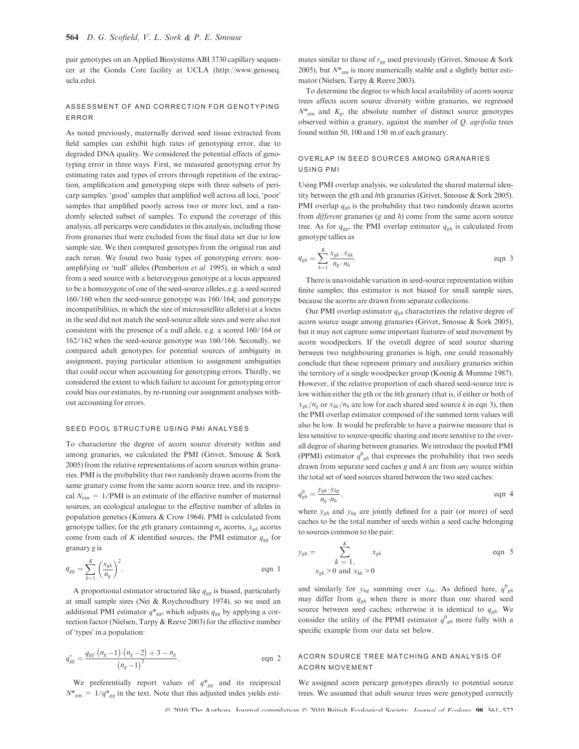pair genotypes on an Applied Biosystems ABI 3730 capillary sequencer at the Gonda Core facility at UCLA (http://www.genoseq.ucla.edu).

### ASSESSMENT OF AND CORRECTION FOR GENOTYPING ERROR

As noted previously, maternally derived seed tissue extracted from field samples can exhibit high rates of genotyping error, due to degraded DNA quality. We considered the potential effects of genotyping error in three ways. First, we measured genotyping error by estimating rates and types of errors through repetition of the extraction, amplification and genotyping steps with three subsets of pericarp samples: 'good' samples that amplified well across all loci, 'poor' samples that amplified poorly across two or more loci, and a randomly selected subset of samples. To expand the coverage of this analysis, all pericarps were candidates in this analysis, including those from granaries that were excluded from the final data set due to low sample size. We then compared genotypes from the original run and each rerun. We found two basic types of genotyping errors: non-amplifying or 'null' alleles (Pemberton *et al.* 1995), in which a seed from a seed source with a heterozygous genotype at a locus appeared to be a homozygote of one of the seed-source alleles, e.g. a seed scored 160/160 when the seed-source genotype was 160/164; and genotype incompatibilities, in which the size of microsatellite allele(s) at a locus in the seed did not match the seed-source allele sizes and were also not consistent with the presence of a null allele, e.g. a scored 160/164 or 162/162 when the seed-source genotype was 160/166. Secondly, we compared adult genotypes for potential sources of ambiguity in assignment, paying particular attention to assignment ambiguities that could occur when accounting for genotyping errors. Thirdly, we considered the extent to which failure to account for genotyping error could bias our estimates, by re-running our assignment analyses without accounting for errors.

### SEED POOL STRUCTURE USING PMI ANALYSES

To characterize the degree of acorn source diversity within and among granaries, we calculated the PMI (Grivet, Smouse & Sork 2005) from the relative representations of acorn sources within granaries. PMI is the probability that two randomly drawn acorns from the same granary come from the same acorn source tree, and its reciprocal $N_{em} = 1/\mathrm{PMI}$ is an estimate of the effective number of maternal sources, an ecological analogue to the effective number of alleles in population genetics (Kimura & Crow 1964). PMI is calculated from genotype tallies; for the $g$th granary containing $n_g$ acorns, $x_{gk}$ acorns come from each of $K$ identified sources, the PMI estimator $q_{gg}$ for granary $g$ is

$$q_{gg} = \sum_{k=1}^{K} \left(\frac{x_{gk}}{n_g}\right)^2. \qquad \text{eqn 1}$$

A proportional estimator structured like $q_{gg}$ is biased, particularly at small sample sizes (Nei & Roychoudhury 1974), so we used an additional PMI estimator $q^*_{gg}$, which adjusts $q_{gg}$ by applying a correction factor (Nielsen, Tarpy & Reeve 2003) for the effective number of 'types' in a population:

$$q^*_{gg} = \frac{q_{gg}\cdot(n_g - 1)\cdot(n_g - 2) + 3 - n_g}{(n_g - 1)^2}. \qquad \text{eqn 2}$$

We preferentially report values of $q^*_{gg}$ and its reciprocal $N^*_{em} = 1/q^*_{gg}$ in the text. Note that this adjusted index yields estimates similar to those of $r_{gg}$ used previously (Grivet, Smouse & Sork 2005), but $N^*_{em}$ is more numerically stable and a slightly better estimator (Nielsen, Tarpy & Reeve 2003).

To determine the degree to which local availability of acorn source trees affects acorn source diversity within granaries, we regressed $N^*_{em}$ and $K_g$, the absolute number of distinct source genotypes observed within a granary, against the number of *Q. agrifolia* trees found within 50, 100 and 150 m of each granary.

### OVERLAP IN SEED SOURCES AMONG GRANARIES USING PMI

Using PMI overlap analysis, we calculated the shared maternal identity between the $g$th and $h$th granaries (Grivet, Smouse & Sork 2005). PMI overlap $q_{gh}$ is the probability that two randomly drawn acorns from *different* granaries ($g$ and $h$) come from the same acorn source tree. As for $q_{gg}$, the PMI overlap estimator $q_{gh}$ is calculated from genotype tallies as

$$q_{gh} = \sum_{k=1}^{K} \frac{x_{gk}\cdot x_{hk}}{n_g \cdot n_h}. \qquad \text{eqn 3}$$

There is unavoidable variation in seed-source representation within finite samples; this estimator is not biased for small sample sizes, because the acorns are drawn from separate collections.

Our PMI overlap estimator $q_{gh}$ characterizes the relative degree of acorn source usage among granaries (Grivet, Smouse & Sork 2005), but it may not capture some important features of seed movement by acorn woodpeckers. If the overall degree of seed source sharing between two neighbouring granaries is high, one could reasonably conclude that these represent primary and auxiliary granaries within the territory of a single woodpecker group (Koenig & Mumme 1987). However, if the relative proportion of each shared seed-source tree is low within either the $g$th or the $h$th granary (that is, if either or both of $x_{gk}/n_g$ or $x_{hk}/n_h$ are low for each shared seed source $k$ in eqn 3), then the PMI overlap estimator composed of the summed term values will also be low. It would be preferable to have a pairwise measure that is less sensitive to source-specific sharing and more sensitive to the overall degree of sharing between granaries. We introduce the pooled PMI (PPMI) estimator $q^0_{gh}$ that expresses the probability that two seeds drawn from separate seed caches $g$ and $h$ are from *any* source within the total set of seed sources shared between the two seed caches:

$$q^0_{gh} = \frac{y_{gh}\cdot y_{hg}}{n_g \cdot n_h}, \qquad \text{eqn 4}$$

where $y_{gh}$ and $y_{hg}$ are jointly defined for a pair (or more) of seed caches to be the total number of seeds within a seed cache belonging to sources common to the pair:

$$y_{gh} = \sum_{\substack{k=1, \\ x_{gk}>0 \text{ and } x_{hk}>0}}^{K} x_{gk} \qquad \text{eqn 5}$$

and similarly for $y_{hg}$ summing over $x_{hk}$. As defined here, $q^0_{gh}$ may differ from $q_{gh}$ when there is more than one shared seed source between seed caches; otherwise it is identical to $q_{gh}$. We consider the utility of the PPMI estimator $q^0_{gh}$ more fully with a specific example from our data set below.

### ACORN SOURCE TREE MATCHING AND ANALYSIS OF ACORN MOVEMENT

We assigned acorn pericarp genotypes directly to potential source trees. We assumed that adult source trees were genotyped correctly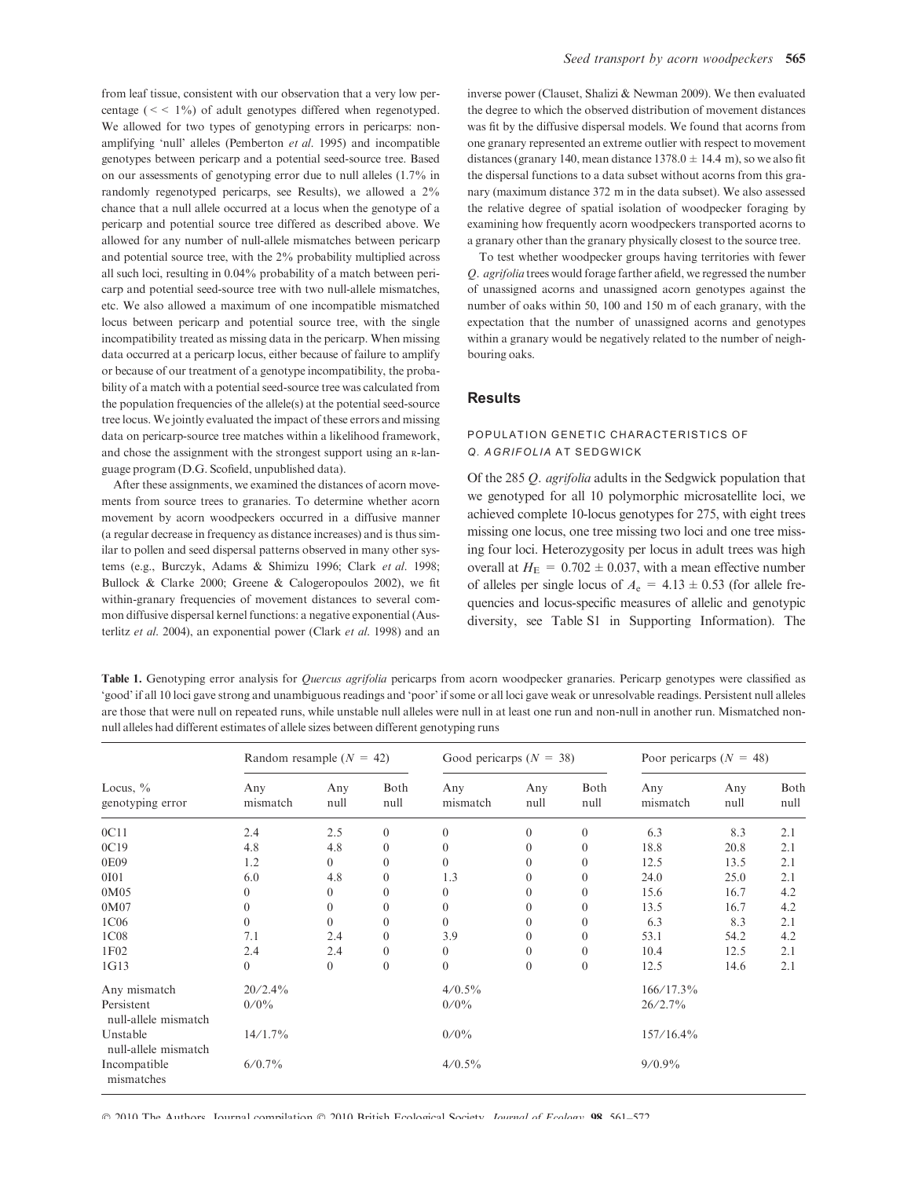from leaf tissue, consistent with our observation that a very low percentage (<< 1%) of adult genotypes differed when regenotyped. We allowed for two types of genotyping errors in pericarps: non-amplifying 'null' alleles (Pemberton *et al.* 1995) and incompatible genotypes between pericarp and a potential seed-source tree. Based on our assessments of genotyping error due to null alleles (1.7% in randomly regenotyped pericarps, see Results), we allowed a 2% chance that a null allele occurred at a locus when the genotype of a pericarp and potential source tree differed as described above. We allowed for any number of null-allele mismatches between pericarp and potential source tree, with the 2% probability multiplied across all such loci, resulting in 0.04% probability of a match between pericarp and potential seed-source tree with two null-allele mismatches, etc. We also allowed a maximum of one incompatible mismatched locus between pericarp and potential source tree, with the single incompatibility treated as missing data in the pericarp. When missing data occurred at a pericarp locus, either because of failure to amplify or because of our treatment of a genotype incompatibility, the probability of a match with a potential seed-source tree was calculated from the population frequencies of the allele(s) at the potential seed-source tree locus. We jointly evaluated the impact of these errors and missing data on pericarp-source tree matches within a likelihood framework, and chose the assignment with the strongest support using an R-language program (D.G. Scofield, unpublished data).

After these assignments, we examined the distances of acorn movements from source trees to granaries. To determine whether acorn movement by acorn woodpeckers occurred in a diffusive manner (a regular decrease in frequency as distance increases) and is thus similar to pollen and seed dispersal patterns observed in many other systems (e.g., Burczyk, Adams & Shimizu 1996; Clark *et al.* 1998; Bullock & Clarke 2000; Greene & Calogeropoulos 2002), we fit within-granary frequencies of movement distances to several common diffusive dispersal kernel functions: a negative exponential (Austerlitz *et al.* 2004), an exponential power (Clark *et al.* 1998) and an inverse power (Clauset, Shalizi & Newman 2009). We then evaluated the degree to which the observed distribution of movement distances was fit by the diffusive dispersal models. We found that acorns from one granary represented an extreme outlier with respect to movement distances (granary 140, mean distance 1378.0 ± 14.4 m), so we also fit the dispersal functions to a data subset without acorns from this granary (maximum distance 372 m in the data subset). We also assessed the relative degree of spatial isolation of woodpecker foraging by examining how frequently acorn woodpeckers transported acorns to a granary other than the granary physically closest to the source tree.

To test whether woodpecker groups having territories with fewer *Q. agrifolia* trees would forage farther afield, we regressed the number of unassigned acorns and unassigned acorn genotypes against the number of oaks within 50, 100 and 150 m of each granary, with the expectation that the number of unassigned acorns and genotypes within a granary would be negatively related to the number of neighbouring oaks.

## Results

### POPULATION GENETIC CHARACTERISTICS OF *Q. AGRIFOLIA* AT SEDGWICK

Of the 285 *Q. agrifolia* adults in the Sedgwick population that we genotyped for all 10 polymorphic microsatellite loci, we achieved complete 10-locus genotypes for 275, with eight trees missing one locus, one tree missing two loci and one tree missing four loci. Heterozygosity per locus in adult trees was high overall at $H_E = 0.702 \pm 0.037$, with a mean effective number of alleles per single locus of $A_e = 4.13 \pm 0.53$ (for allele frequencies and locus-specific measures of allelic and genotypic diversity, see Table S1 in Supporting Information). The

**Table 1.** Genotyping error analysis for *Quercus agrifolia* pericarps from acorn woodpecker granaries. Pericarp genotypes were classified as 'good' if all 10 loci gave strong and unambiguous readings and 'poor' if some or all loci gave weak or unresolvable readings. Persistent null alleles are those that were null on repeated runs, while unstable null alleles were null in at least one run and non-null in another run. Mismatched non-null alleles had different estimates of allele sizes between different genotyping runs

| Locus, % genotyping error | Random resample ($N$ = 42) | | | Good pericarps ($N$ = 38) | | | Poor pericarps ($N$ = 48) | | |
|---|---|---|---|---|---|---|---|---|---|
| | Any mismatch | Any null | Both null | Any mismatch | Any null | Both null | Any mismatch | Any null | Both null |
| 0C11 | 2.4 | 2.5 | 0 | 0 | 0 | 0 | 6.3 | 8.3 | 2.1 |
| 0C19 | 4.8 | 4.8 | 0 | 0 | 0 | 0 | 18.8 | 20.8 | 2.1 |
| 0E09 | 1.2 | 0 | 0 | 0 | 0 | 0 | 12.5 | 13.5 | 2.1 |
| 0I01 | 6.0 | 4.8 | 0 | 1.3 | 0 | 0 | 24.0 | 25.0 | 2.1 |
| 0M05 | 0 | 0 | 0 | 0 | 0 | 0 | 15.6 | 16.7 | 4.2 |
| 0M07 | 0 | 0 | 0 | 0 | 0 | 0 | 13.5 | 16.7 | 4.2 |
| 1C06 | 0 | 0 | 0 | 0 | 0 | 0 | 6.3 | 8.3 | 2.1 |
| 1C08 | 7.1 | 2.4 | 0 | 3.9 | 0 | 0 | 53.1 | 54.2 | 4.2 |
| 1F02 | 2.4 | 2.4 | 0 | 0 | 0 | 0 | 10.4 | 12.5 | 2.1 |
| 1G13 | 0 | 0 | 0 | 0 | 0 | 0 | 12.5 | 14.6 | 2.1 |
| Any mismatch | 20/2.4% | | | 4/0.5% | | | 166/17.3% | | |
| Persistent null-allele mismatch | 0/0% | | | 0/0% | | | 26/2.7% | | |
| Unstable null-allele mismatch | 14/1.7% | | | 0/0% | | | 157/16.4% | | |
| Incompatible mismatches | 6/0.7% | | | 4/0.5% | | | 9/0.9% | | |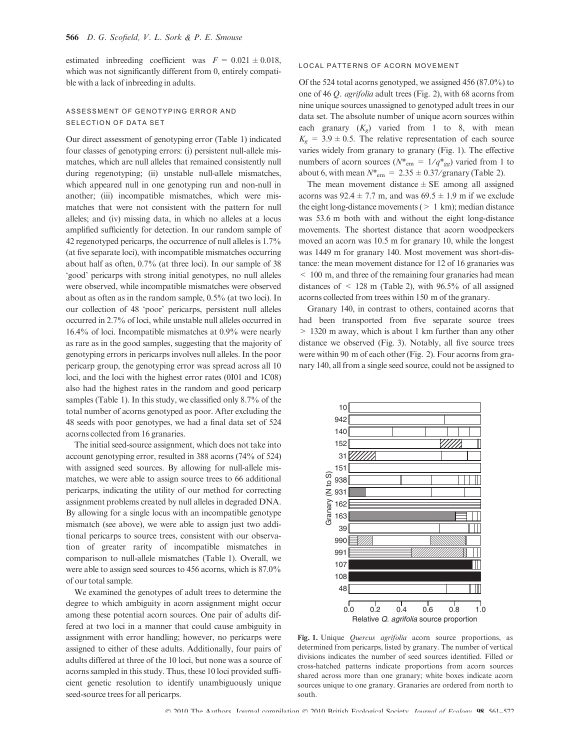estimated inbreeding coefficient was $F = 0.021 \pm 0.018$, which was not significantly different from 0, entirely compatible with a lack of inbreeding in adults.

### ASSESSMENT OF GENOTYPING ERROR AND SELECTION OF DATA SET

Our direct assessment of genotyping error (Table 1) indicated four classes of genotyping errors: (i) persistent null-allele mismatches, which are null alleles that remained consistently null during regenotyping; (ii) unstable null-allele mismatches, which appeared null in one genotyping run and non-null in another; (iii) incompatible mismatches, which were mismatches that were not consistent with the pattern for null alleles; and (iv) missing data, in which no alleles at a locus amplified sufficiently for detection. In our random sample of 42 regenotyped pericarps, the occurrence of null alleles is 1.7% (at five separate loci), with incompatible mismatches occurring about half as often, 0.7% (at three loci). In our sample of 38 'good' pericarps with strong initial genotypes, no null alleles were observed, while incompatible mismatches were observed about as often as in the random sample, 0.5% (at two loci). In our collection of 48 'poor' pericarps, persistent null alleles occurred in 2.7% of loci, while unstable null alleles occurred in 16.4% of loci. Incompatible mismatches at 0.9% were nearly as rare as in the good samples, suggesting that the majority of genotyping errors in pericarps involves null alleles. In the poor pericarp group, the genotyping error was spread across all 10 loci, and the loci with the highest error rates (0I01 and 1C08) also had the highest rates in the random and good pericarp samples (Table 1). In this study, we classified only 8.7% of the total number of acorns genotyped as poor. After excluding the 48 seeds with poor genotypes, we had a final data set of 524 acorns collected from 16 granaries.

The initial seed-source assignment, which does not take into account genotyping error, resulted in 388 acorns (74% of 524) with assigned seed sources. By allowing for null-allele mismatches, we were able to assign source trees to 66 additional pericarps, indicating the utility of our method for correcting assignment problems created by null alleles in degraded DNA. By allowing for a single locus with an incompatible genotype mismatch (see above), we were able to assign just two additional pericarps to source trees, consistent with our observation of greater rarity of incompatible mismatches in comparison to null-allele mismatches (Table 1). Overall, we were able to assign seed sources to 456 acorns, which is 87.0% of our total sample.

We examined the genotypes of adult trees to determine the degree to which ambiguity in acorn assignment might occur among these potential acorn sources. One pair of adults differed at two loci in a manner that could cause ambiguity in assignment with error handling; however, no pericarps were assigned to either of these adults. Additionally, four pairs of adults differed at three of the 10 loci, but none was a source of acorns sampled in this study. Thus, these 10 loci provided sufficient genetic resolution to identify unambiguously unique seed-source trees for all pericarps.

### LOCAL PATTERNS OF ACORN MOVEMENT

Of the 524 total acorns genotyped, we assigned 456 (87.0%) to one of 46 *Q. agrifolia* adult trees (Fig. 2), with 68 acorns from nine unique sources unassigned to genotyped adult trees in our data set. The absolute number of unique acorn sources within each granary ($K_g$) varied from 1 to 8, with mean $K_g = 3.9 \pm 0.5$. The relative representation of each source varies widely from granary to granary (Fig. 1). The effective numbers of acorn sources ($N^*_{em} = 1/q^*_{gg}$) varied from 1 to about 6, with mean $N^*_{em} = 2.35 \pm 0.37$/granary (Table 2).

The mean movement distance ± SE among all assigned acorns was 92.4 ± 7.7 m, and was 69.5 ± 1.9 m if we exclude the eight long-distance movements (> 1 km); median distance was 53.6 m both with and without the eight long-distance movements. The shortest distance that acorn woodpeckers moved an acorn was 10.5 m for granary 10, while the longest was 1449 m for granary 140. Most movement was short-distance: the mean movement distance for 12 of 16 granaries was < 100 m, and three of the remaining four granaries had mean distances of < 128 m (Table 2), with 96.5% of all assigned acorns collected from trees within 150 m of the granary.

Granary 140, in contrast to others, contained acorns that had been transported from five separate source trees > 1320 m away, which is about 1 km further than any other distance we observed (Fig. 3). Notably, all five source trees were within 90 m of each other (Fig. 2). Four acorns from granary 140, all from a single seed source, could not be assigned to

**Fig. 1.** Unique *Quercus agrifolia* acorn source proportions, as determined from pericarps, listed by granary. The number of vertical divisions indicates the number of seed sources identified. Filled or cross-hatched patterns indicate proportions from acorn sources shared across more than one granary; white boxes indicate acorn sources unique to one granary. Granaries are ordered from north to south.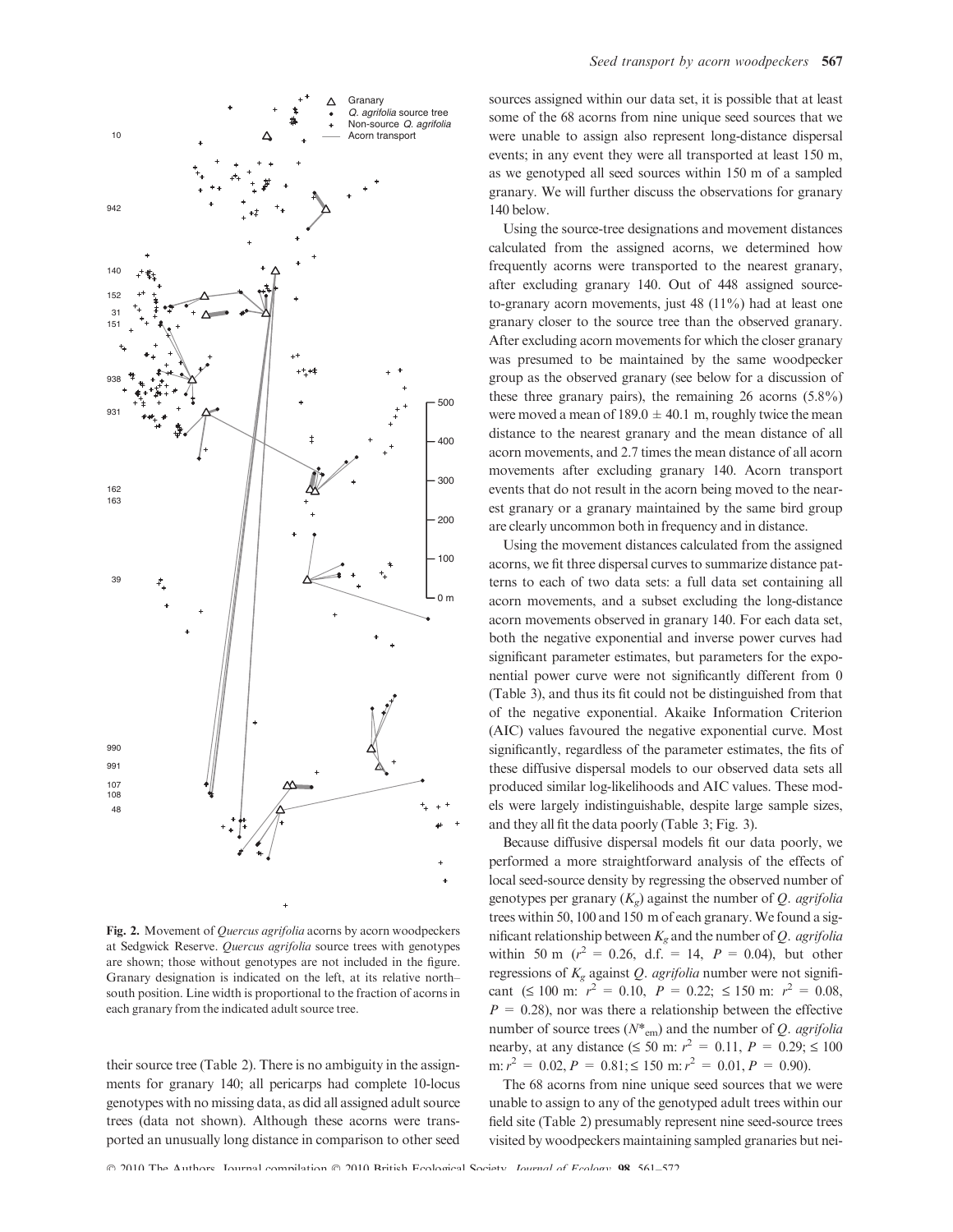Fig. 2. Movement of *Quercus agrifolia* acorns by acorn woodpeckers at Sedgwick Reserve. *Quercus agrifolia* source trees with genotypes are shown; those without genotypes are not included in the figure. Granary designation is indicated on the left, at its relative north–south position. Line width is proportional to the fraction of acorns in each granary from the indicated adult source tree.

their source tree (Table 2). There is no ambiguity in the assignments for granary 140; all pericarps had complete 10-locus genotypes with no missing data, as did all assigned adult source trees (data not shown). Although these acorns were transported an unusually long distance in comparison to other seed sources assigned within our data set, it is possible that at least some of the 68 acorns from nine unique seed sources that we were unable to assign also represent long-distance dispersal events; in any event they were all transported at least 150 m, as we genotyped all seed sources within 150 m of a sampled granary. We will further discuss the observations for granary 140 below.

Using the source-tree designations and movement distances calculated from the assigned acorns, we determined how frequently acorns were transported to the nearest granary, after excluding granary 140. Out of 448 assigned source-to-granary acorn movements, just 48 (11%) had at least one granary closer to the source tree than the observed granary. After excluding acorn movements for which the closer granary was presumed to be maintained by the same woodpecker group as the observed granary (see below for a discussion of these three granary pairs), the remaining 26 acorns (5.8%) were moved a mean of 189.0 ± 40.1 m, roughly twice the mean distance to the nearest granary and the mean distance of all acorn movements, and 2.7 times the mean distance of all acorn movements after excluding granary 140. Acorn transport events that do not result in the acorn being moved to the nearest granary or a granary maintained by the same bird group are clearly uncommon both in frequency and in distance.

Using the movement distances calculated from the assigned acorns, we fit three dispersal curves to summarize distance patterns to each of two data sets: a full data set containing all acorn movements, and a subset excluding the long-distance acorn movements observed in granary 140. For each data set, both the negative exponential and inverse power curves had significant parameter estimates, but parameters for the exponential power curve were not significantly different from 0 (Table 3), and thus its fit could not be distinguished from that of the negative exponential. Akaike Information Criterion (AIC) values favoured the negative exponential curve. Most significantly, regardless of the parameter estimates, the fits of these diffusive dispersal models to our observed data sets all produced similar log-likelihoods and AIC values. These models were largely indistinguishable, despite large sample sizes, and they all fit the data poorly (Table 3; Fig. 3).

Because diffusive dispersal models fit our data poorly, we performed a more straightforward analysis of the effects of local seed-source density by regressing the observed number of genotypes per granary ($K_g$) against the number of *Q. agrifolia* trees within 50, 100 and 150 m of each granary. We found a significant relationship between $K_g$ and the number of *Q. agrifolia* within 50 m ($r^2$ = 0.26, d.f. = 14, $P$ = 0.04), but other regressions of $K_g$ against *Q. agrifolia* number were not significant (≤ 100 m: $r^2$ = 0.10, $P$ = 0.22; ≤ 150 m: $r^2$ = 0.08, $P$ = 0.28), nor was there a relationship between the effective number of source trees ($N^*_{em}$) and the number of *Q. agrifolia* nearby, at any distance (≤ 50 m: $r^2$ = 0.11, $P$ = 0.29; ≤ 100 m: $r^2$ = 0.02, $P$ = 0.81; ≤ 150 m: $r^2$ = 0.01, $P$ = 0.90).

The 68 acorns from nine unique seed sources that we were unable to assign to any of the genotyped adult trees within our field site (Table 2) presumably represent nine seed-source trees visited by woodpeckers maintaining sampled granaries but nei-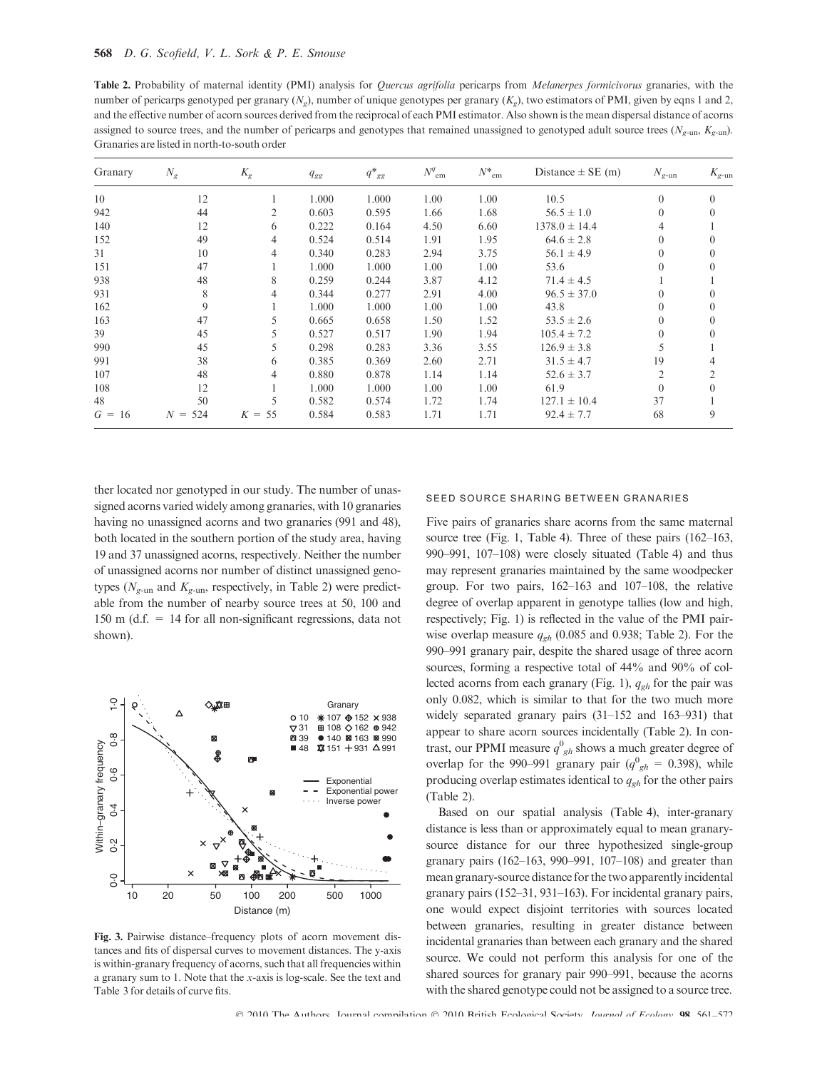**Table 2.** Probability of maternal identity (PMI) analysis for *Quercus agrifolia* pericarps from *Melanerpes formicivorus* granaries, with the number of pericarps genotyped per granary ($N_g$), number of unique genotypes per granary ($K_g$), two estimators of PMI, given by eqns 1 and 2, and the effective number of acorn sources derived from the reciprocal of each PMI estimator. Also shown is the mean dispersal distance of acorns assigned to source trees, and the number of pericarps and genotypes that remained unassigned to genotyped adult source trees ($N_{g\text{-un}}$, $K_{g\text{-un}}$). Granaries are listed in north-to-south order

| Granary | $N_g$ | $K_g$ | $q_{gg}$ | $q^*_{gg}$ | $N^q_{em}$ | $N^*_{em}$ | Distance ± SE (m) | $N_{g\text{-un}}$ | $K_{g\text{-un}}$ |
|---|---|---|---|---|---|---|---|---|---|
| 10 | 12 | 1 | 1.000 | 1.000 | 1.00 | 1.00 | 10.5 | 0 | 0 |
| 942 | 44 | 2 | 0.603 | 0.595 | 1.66 | 1.68 | 56.5 ± 1.0 | 0 | 0 |
| 140 | 12 | 6 | 0.222 | 0.164 | 4.50 | 6.60 | 1378.0 ± 14.4 | 4 | 1 |
| 152 | 49 | 4 | 0.524 | 0.514 | 1.91 | 1.95 | 64.6 ± 2.8 | 0 | 0 |
| 31 | 10 | 4 | 0.340 | 0.283 | 2.94 | 3.75 | 56.1 ± 4.9 | 0 | 0 |
| 151 | 47 | 1 | 1.000 | 1.000 | 1.00 | 1.00 | 53.6 | 0 | 0 |
| 938 | 48 | 8 | 0.259 | 0.244 | 3.87 | 4.12 | 71.4 ± 4.5 | 1 | 1 |
| 931 | 8 | 4 | 0.344 | 0.277 | 2.91 | 4.00 | 96.5 ± 37.0 | 0 | 0 |
| 162 | 9 | 1 | 1.000 | 1.000 | 1.00 | 1.00 | 43.8 | 0 | 0 |
| 163 | 47 | 5 | 0.665 | 0.658 | 1.50 | 1.52 | 53.5 ± 2.6 | 0 | 0 |
| 39 | 45 | 5 | 0.527 | 0.517 | 1.90 | 1.94 | 105.4 ± 7.2 | 0 | 0 |
| 990 | 45 | 5 | 0.298 | 0.283 | 3.36 | 3.55 | 126.9 ± 3.8 | 5 | 1 |
| 991 | 38 | 6 | 0.385 | 0.369 | 2.60 | 2.71 | 31.5 ± 4.7 | 19 | 4 |
| 107 | 48 | 4 | 0.880 | 0.878 | 1.14 | 1.14 | 52.6 ± 3.7 | 2 | 2 |
| 108 | 12 | 1 | 1.000 | 1.000 | 1.00 | 1.00 | 61.9 | 0 | 0 |
| 48 | 50 | 5 | 0.582 | 0.574 | 1.72 | 1.74 | 127.1 ± 10.4 | 37 | 1 |
| $G$ = 16 | $N$ = 524 | $K$ = 55 | 0.584 | 0.583 | 1.71 | 1.71 | 92.4 ± 7.7 | 68 | 9 |

ther located nor genotyped in our study. The number of unassigned acorns varied widely among granaries, with 10 granaries having no unassigned acorns and two granaries (991 and 48), both located in the southern portion of the study area, having 19 and 37 unassigned acorns, respectively. Neither the number of unassigned acorns nor number of distinct unassigned genotypes ($N_{g\text{-un}}$ and $K_{g\text{-un}}$, respectively, in Table 2) were predictable from the number of nearby source trees at 50, 100 and 150 m (d.f. = 14 for all non-significant regressions, data not shown).

**Fig. 3.** Pairwise distance–frequency plots of acorn movement distances and fits of dispersal curves to movement distances. The y-axis is within-granary frequency of acorns, such that all frequencies within a granary sum to 1. Note that the x-axis is log-scale. See the text and Table 3 for details of curve fits.

### SEED SOURCE SHARING BETWEEN GRANARIES

Five pairs of granaries share acorns from the same maternal source tree (Fig. 1, Table 4). Three of these pairs (162–163, 990–991, 107–108) were closely situated (Table 4) and thus may represent granaries maintained by the same woodpecker group. For two pairs, 162–163 and 107–108, the relative degree of overlap apparent in genotype tallies (low and high, respectively; Fig. 1) is reflected in the value of the PMI pairwise overlap measure $q_{gh}$ (0.085 and 0.938; Table 2). For the 990–991 granary pair, despite the shared usage of three acorn sources, forming a respective total of 44% and 90% of collected acorns from each granary (Fig. 1), $q_{gh}$ for the pair was only 0.082, which is similar to that for the two much more widely separated granary pairs (31–152 and 163–931) that appear to share acorn sources incidentally (Table 2). In contrast, our PPMI measure $q^0_{gh}$ shows a much greater degree of overlap for the 990–991 granary pair ($q^0_{gh}$ = 0.398), while producing overlap estimates identical to $q_{gh}$ for the other pairs (Table 2).

Based on our spatial analysis (Table 4), inter-granary distance is less than or approximately equal to mean granary-source distance for our three hypothesized single-group granary pairs (162–163, 990–991, 107–108) and greater than mean granary-source distance for the two apparently incidental granary pairs (152–31, 931–163). For incidental granary pairs, one would expect disjoint territories with sources located between granaries, resulting in greater distance between incidental granaries than between each granary and the shared source. We could not perform this analysis for one of the shared sources for granary pair 990–991, because the acorns with the shared genotype could not be assigned to a source tree.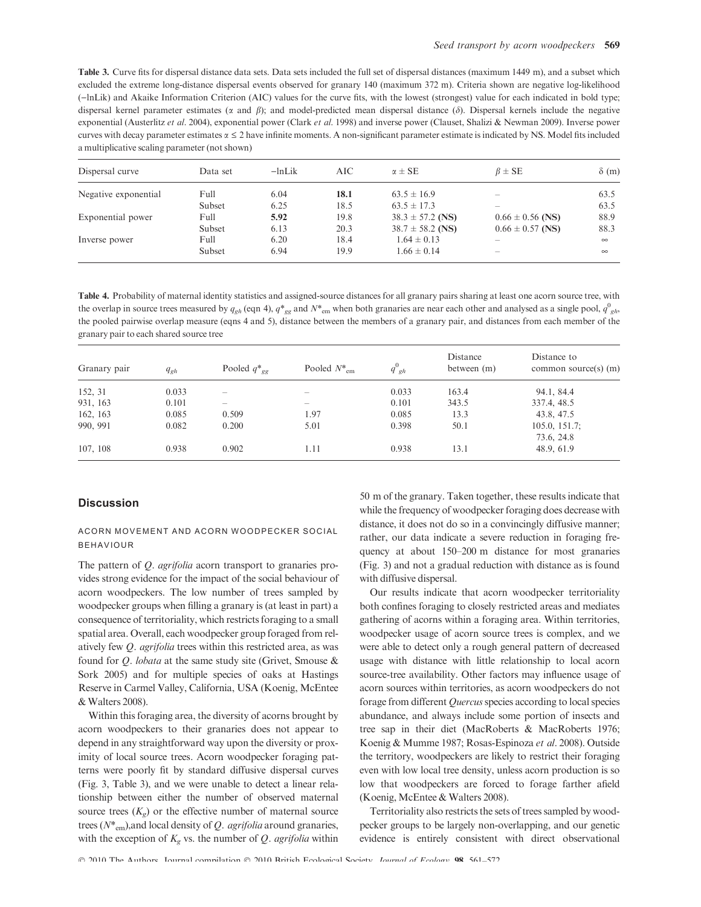**Table 3.** Curve fits for dispersal distance data sets. Data sets included the full set of dispersal distances (maximum 1449 m), and a subset which excluded the extreme long-distance dispersal events observed for granary 140 (maximum 372 m). Criteria shown are negative log-likelihood (−lnLik) and Akaike Information Criterion (AIC) values for the curve fits, with the lowest (strongest) value for each indicated in bold type; dispersal kernel parameter estimates ($\alpha$ and $\beta$); and model-predicted mean dispersal distance ($\delta$). Dispersal kernels include the negative exponential (Austerlitz *et al.* 2004), exponential power (Clark *et al.* 1998) and inverse power (Clauset, Shalizi & Newman 2009). Inverse power curves with decay parameter estimates $\alpha \leq 2$ have infinite moments. A non-significant parameter estimate is indicated by NS. Model fits included a multiplicative scaling parameter (not shown)

| Dispersal curve | Data set | −lnLik | AIC | $\alpha \pm$ SE | $\beta \pm$ SE | $\delta$ (m) |
|---|---|---|---|---|---|---|
| Negative exponential | Full | 6.04 | **18.1** | 63.5 ± 16.9 | – | 63.5 |
| | Subset | 6.25 | 18.5 | 63.5 ± 17.3 | – | 63.5 |
| Exponential power | Full | **5.92** | 19.8 | 38.3 ± 57.2 (**NS**) | 0.66 ± 0.56 (**NS**) | 88.9 |
| | Subset | 6.13 | 20.3 | 38.7 ± 58.2 (**NS**) | 0.66 ± 0.57 (**NS**) | 88.3 |
| Inverse power | Full | 6.20 | 18.4 | 1.64 ± 0.13 | – | ∞ |
| | Subset | 6.94 | 19.9 | 1.66 ± 0.14 | – | ∞ |

**Table 4.** Probability of maternal identity statistics and assigned-source distances for all granary pairs sharing at least one acorn source tree, with the overlap in source trees measured by $q_{gh}$ (eqn 4), $q^*_{gg}$ and $N^*_{em}$ when both granaries are near each other and analysed as a single pool, $q^0_{gh}$, the pooled pairwise overlap measure (eqns 4 and 5), distance between the members of a granary pair, and distances from each member of the granary pair to each shared source tree

| Granary pair | $q_{gh}$ | Pooled $q^*_{gg}$ | Pooled $N^*_{em}$ | $q^0_{gh}$ | Distance between (m) | Distance to common source(s) (m) |
|---|---|---|---|---|---|---|
| 152, 31 | 0.033 | – | – | 0.033 | 163.4 | 94.1, 84.4 |
| 931, 163 | 0.101 | – | – | 0.101 | 343.5 | 337.4, 48.5 |
| 162, 163 | 0.085 | 0.509 | 1.97 | 0.085 | 13.3 | 43.8, 47.5 |
| 990, 991 | 0.082 | 0.200 | 5.01 | 0.398 | 50.1 | 105.0, 151.7; 73.6, 24.8 |
| 107, 108 | 0.938 | 0.902 | 1.11 | 0.938 | 13.1 | 48.9, 61.9 |

## Discussion

### ACORN MOVEMENT AND ACORN WOODPECKER SOCIAL BEHAVIOUR

The pattern of *Q. agrifolia* acorn transport to granaries provides strong evidence for the impact of the social behaviour of acorn woodpeckers. The low number of trees sampled by woodpecker groups when filling a granary is (at least in part) a consequence of territoriality, which restricts foraging to a small spatial area. Overall, each woodpecker group foraged from relatively few *Q. agrifolia* trees within this restricted area, as was found for *Q. lobata* at the same study site (Grivet, Smouse & Sork 2005) and for multiple species of oaks at Hastings Reserve in Carmel Valley, California, USA (Koenig, McEntee & Walters 2008).

Within this foraging area, the diversity of acorns brought by acorn woodpeckers to their granaries does not appear to depend in any straightforward way upon the diversity or proximity of local source trees. Acorn woodpecker foraging patterns were poorly fit by standard diffusive dispersal curves (Fig. 3, Table 3), and we were unable to detect a linear relationship between either the number of observed maternal source trees ($K_g$) or the effective number of maternal source trees ($N^*_{em}$),and local density of *Q. agrifolia* around granaries, with the exception of $K_g$ vs. the number of *Q. agrifolia* within 50 m of the granary. Taken together, these results indicate that while the frequency of woodpecker foraging does decrease with distance, it does not do so in a convincingly diffusive manner; rather, our data indicate a severe reduction in foraging frequency at about 150–200 m distance for most granaries (Fig. 3) and not a gradual reduction with distance as is found with diffusive dispersal.

Our results indicate that acorn woodpecker territoriality both confines foraging to closely restricted areas and mediates gathering of acorns within a foraging area. Within territories, woodpecker usage of acorn source trees is complex, and we were able to detect only a rough general pattern of decreased usage with distance with little relationship to local acorn source-tree availability. Other factors may influence usage of acorn sources within territories, as acorn woodpeckers do not forage from different *Quercus* species according to local species abundance, and always include some portion of insects and tree sap in their diet (MacRoberts & MacRoberts 1976; Koenig & Mumme 1987; Rosas-Espinoza *et al.* 2008). Outside the territory, woodpeckers are likely to restrict their foraging even with low local tree density, unless acorn production is so low that woodpeckers are forced to forage farther afield (Koenig, McEntee & Walters 2008).

Territoriality also restricts the sets of trees sampled by woodpecker groups to be largely non-overlapping, and our genetic evidence is entirely consistent with direct observational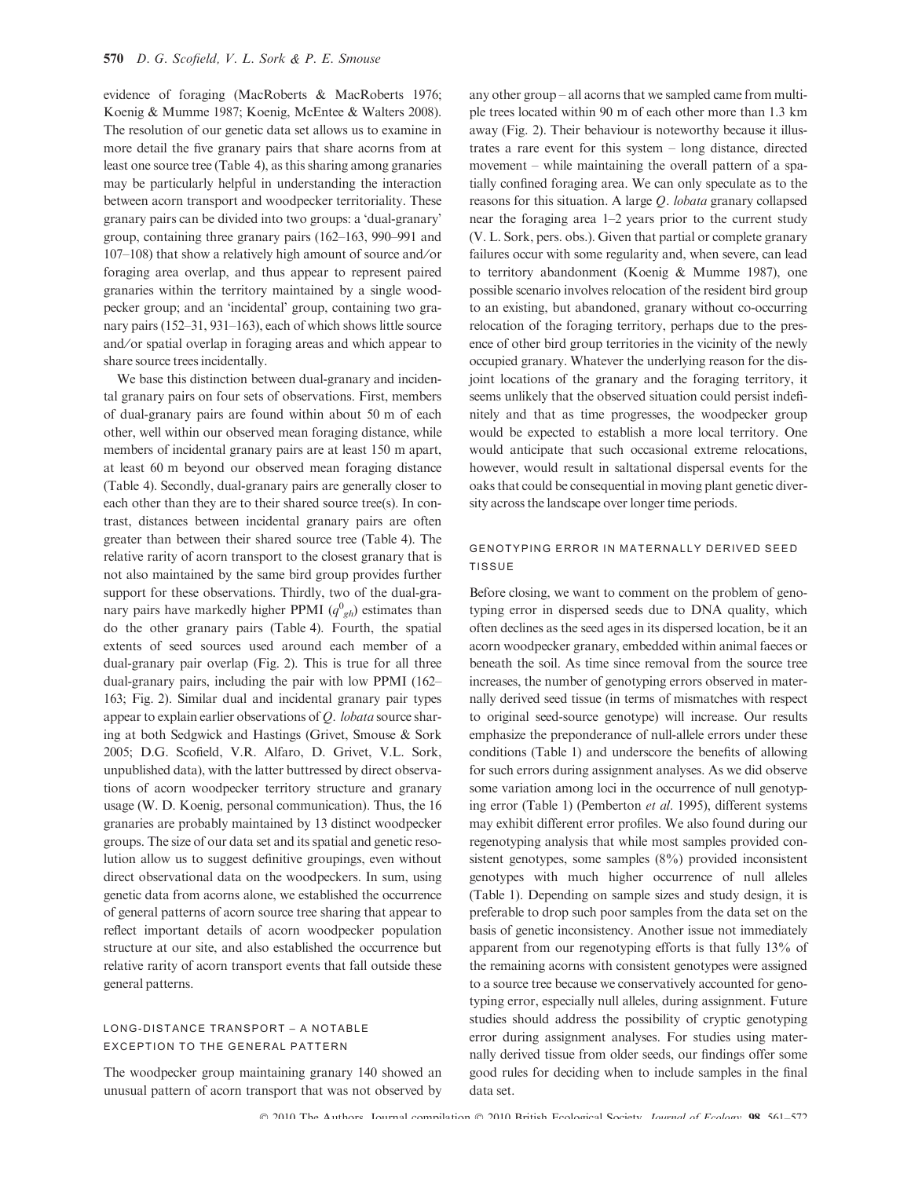evidence of foraging (MacRoberts & MacRoberts 1976; Koenig & Mumme 1987; Koenig, McEntee & Walters 2008). The resolution of our genetic data set allows us to examine in more detail the five granary pairs that share acorns from at least one source tree (Table 4), as this sharing among granaries may be particularly helpful in understanding the interaction between acorn transport and woodpecker territoriality. These granary pairs can be divided into two groups: a 'dual-granary' group, containing three granary pairs (162–163, 990–991 and 107–108) that show a relatively high amount of source and/or foraging area overlap, and thus appear to represent paired granaries within the territory maintained by a single woodpecker group; and an 'incidental' group, containing two granary pairs (152–31, 931–163), each of which shows little source and/or spatial overlap in foraging areas and which appear to share source trees incidentally.

We base this distinction between dual-granary and incidental granary pairs on four sets of observations. First, members of dual-granary pairs are found within about 50 m of each other, well within our observed mean foraging distance, while members of incidental granary pairs are at least 150 m apart, at least 60 m beyond our observed mean foraging distance (Table 4). Secondly, dual-granary pairs are generally closer to each other than they are to their shared source tree(s). In contrast, distances between incidental granary pairs are often greater than between their shared source tree (Table 4). The relative rarity of acorn transport to the closest granary that is not also maintained by the same bird group provides further support for these observations. Thirdly, two of the dual-granary pairs have markedly higher PPMI ($q^0_{gh}$) estimates than do the other granary pairs (Table 4). Fourth, the spatial extents of seed sources used around each member of a dual-granary pair overlap (Fig. 2). This is true for all three dual-granary pairs, including the pair with low PPMI (162–163; Fig. 2). Similar dual and incidental granary pair types appear to explain earlier observations of *Q. lobata* source sharing at both Sedgwick and Hastings (Grivet, Smouse & Sork 2005; D.G. Scofield, V.R. Alfaro, D. Grivet, V.L. Sork, unpublished data), with the latter buttressed by direct observations of acorn woodpecker territory structure and granary usage (W. D. Koenig, personal communication). Thus, the 16 granaries are probably maintained by 13 distinct woodpecker groups. The size of our data set and its spatial and genetic resolution allow us to suggest definitive groupings, even without direct observational data on the woodpeckers. In sum, using genetic data from acorns alone, we established the occurrence of general patterns of acorn source tree sharing that appear to reflect important details of acorn woodpecker population structure at our site, and also established the occurrence but relative rarity of acorn transport events that fall outside these general patterns.

## LONG-DISTANCE TRANSPORT – A NOTABLE EXCEPTION TO THE GENERAL PATTERN

The woodpecker group maintaining granary 140 showed an unusual pattern of acorn transport that was not observed by any other group – all acorns that we sampled came from multiple trees located within 90 m of each other more than 1.3 km away (Fig. 2). Their behaviour is noteworthy because it illustrates a rare event for this system – long distance, directed movement – while maintaining the overall pattern of a spatially confined foraging area. We can only speculate as to the reasons for this situation. A large *Q. lobata* granary collapsed near the foraging area 1–2 years prior to the current study (V. L. Sork, pers. obs.). Given that partial or complete granary failures occur with some regularity and, when severe, can lead to territory abandonment (Koenig & Mumme 1987), one possible scenario involves relocation of the resident bird group to an existing, but abandoned, granary without co-occurring relocation of the foraging territory, perhaps due to the presence of other bird group territories in the vicinity of the newly occupied granary. Whatever the underlying reason for the disjoint locations of the granary and the foraging territory, it seems unlikely that the observed situation could persist indefinitely and that as time progresses, the woodpecker group would be expected to establish a more local territory. One would anticipate that such occasional extreme relocations, however, would result in saltational dispersal events for the oaks that could be consequential in moving plant genetic diversity across the landscape over longer time periods.

## GENOTYPING ERROR IN MATERNALLY DERIVED SEED TISSUE

Before closing, we want to comment on the problem of genotyping error in dispersed seeds due to DNA quality, which often declines as the seed ages in its dispersed location, be it an acorn woodpecker granary, embedded within animal faeces or beneath the soil. As time since removal from the source tree increases, the number of genotyping errors observed in maternally derived seed tissue (in terms of mismatches with respect to original seed-source genotype) will increase. Our results emphasize the preponderance of null-allele errors under these conditions (Table 1) and underscore the benefits of allowing for such errors during assignment analyses. As we did observe some variation among loci in the occurrence of null genotyping error (Table 1) (Pemberton *et al.* 1995), different systems may exhibit different error profiles. We also found during our regenotyping analysis that while most samples provided consistent genotypes, some samples (8%) provided inconsistent genotypes with much higher occurrence of null alleles (Table 1). Depending on sample sizes and study design, it is preferable to drop such poor samples from the data set on the basis of genetic inconsistency. Another issue not immediately apparent from our regenotyping efforts is that fully 13% of the remaining acorns with consistent genotypes were assigned to a source tree because we conservatively accounted for genotyping error, especially null alleles, during assignment. Future studies should address the possibility of cryptic genotyping error during assignment analyses. For studies using maternally derived tissue from older seeds, our findings offer some good rules for deciding when to include samples in the final data set.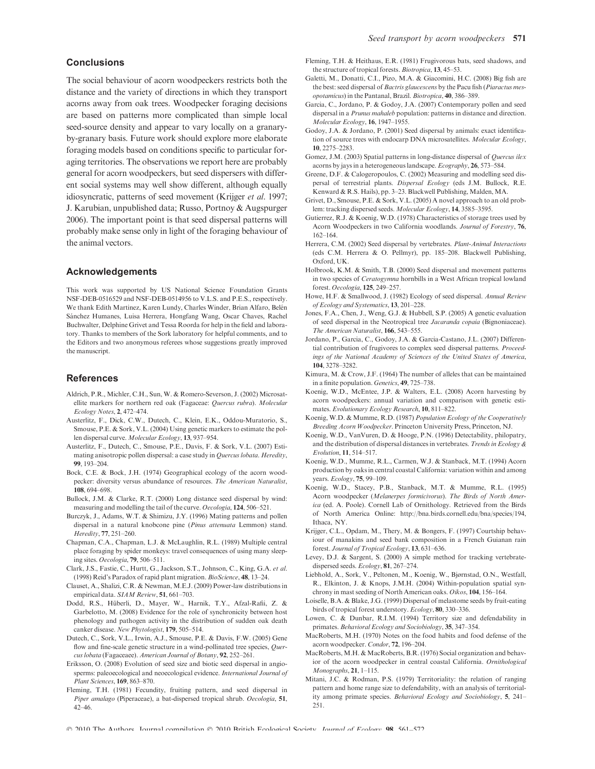## Conclusions

The social behaviour of acorn woodpeckers restricts both the distance and the variety of directions in which they transport acorns away from oak trees. Woodpecker foraging decisions are based on patterns more complicated than simple local seed-source density and appear to vary locally on a granary-by-granary basis. Future work should explore more elaborate foraging models based on conditions specific to particular foraging territories. The observations we report here are probably general for acorn woodpeckers, but seed dispersers with different social systems may well show different, although equally idiosyncratic, patterns of seed movement (Krijger *et al.* 1997; J. Karubian, unpublished data; Russo, Portnoy & Augspurger 2006). The important point is that seed dispersal patterns will probably make sense only in light of the foraging behaviour of the animal vectors.

## Acknowledgements

This work was supported by US National Science Foundation Grants NSF-DEB-0516529 and NSF-DEB-0514956 to V.L.S. and P.E.S., respectively. We thank Edith Martinez, Karen Lundy, Charles Winder, Brian Alfaro, Belén Sánchez Humanes, Luisa Herrera, Hongfang Wang, Oscar Chaves, Rachel Buchwalter, Delphine Grivet and Tessa Roorda for help in the field and laboratory. Thanks to members of the Sork laboratory for helpful comments, and to the Editors and two anonymous referees whose suggestions greatly improved the manuscript.

## References

Aldrich, P.R., Michler, C.H., Sun, W. & Romero-Severson, J. (2002) Microsatellite markers for northern red oak (Fagaceae: *Quercus rubra*). *Molecular Ecology Notes*, **2**, 472–474.

Austerlitz, F., Dick, C.W., Dutech, C., Klein, E.K., Oddou-Muratorio, S., Smouse, P.E. & Sork, V.L. (2004) Using genetic markers to estimate the pollen dispersal curve. *Molecular Ecology*, **13**, 937–954.

Austerlitz, F., Dutech, C., Smouse, P.E., Davis, F. & Sork, V.L. (2007) Estimating anisotropic pollen dispersal: a case study in *Quercus lobata*. *Heredity*, **99**, 193–204.

Bock, C.E. & Bock, J.H. (1974) Geographical ecology of the acorn woodpecker: diversity versus abundance of resources. *The American Naturalist*, **108**, 694–698.

Bullock, J.M. & Clarke, R.T. (2000) Long distance seed dispersal by wind: measuring and modelling the tail of the curve. *Oecologia*, **124**, 506–521.

Burczyk, J., Adams, W.T. & Shimizu, J.Y. (1996) Mating patterns and pollen dispersal in a natural knobcone pine (*Pinus attenuata* Lemmon) stand. *Heredity*, **77**, 251–260.

Chapman, C.A., Chapman, L.J. & McLaughlin, R.L. (1989) Multiple central place foraging by spider monkeys: travel consequences of using many sleeping sites. *Oecologia*, **79**, 506–511.

Clark, J.S., Fastie, C., Hurtt, G., Jackson, S.T., Johnson, C., King, G.A. *et al.* (1998) Reid's Paradox of rapid plant migration. *BioScience*, **48**, 13–24.

Clauset, A., Shalizi, C.R. & Newman, M.E.J. (2009) Power-law distributions in empirical data. *SIAM Review*, **51**, 661–703.

Dodd, R.S., Hüberli, D., Mayer, W., Harnik, T.Y., Afzal-Rafii, Z. & Garbelotto, M. (2008) Evidence for the role of synchronicity between host phenology and pathogen activity in the distribution of sudden oak death canker disease. *New Phytologist*, **179**, 505–514.

Dutech, C., Sork, V.L., Irwin, A.J., Smouse, P.E. & Davis, F.W. (2005) Gene flow and fine-scale genetic structure in a wind-pollinated tree species, *Quercus lobata* (Fagaceaee). *American Journal of Botany*, **92**, 252–261.

Eriksson, O. (2008) Evolution of seed size and biotic seed dispersal in angiosperms: paleoecological and neoecological evidence. *International Journal of Plant Sciences*, **169**, 863–870.

Fleming, T.H. (1981) Fecundity, fruiting pattern, and seed dispersal in *Piper amalago* (Piperaceae), a bat-dispersed tropical shrub. *Oecologia*, **51**, 42–46.

Fleming, T.H. & Heithaus, E.R. (1981) Frugivorous bats, seed shadows, and the structure of tropical forests. *Biotropica*, **13**, 45–53.

Galetti, M., Donatti, C.I., Pizo, M.A. & Giacomini, H.C. (2008) Big fish are the best: seed dispersal of *Bactris glaucescens* by the Pacu fish (*Piaractus mesopotamicus*) in the Pantanal, Brazil. *Biotropica*, **40**, 386–389.

Garcia, C., Jordano, P. & Godoy, J.A. (2007) Contemporary pollen and seed dispersal in a *Prunus mahaleb* population: patterns in distance and direction. *Molecular Ecology*, **16**, 1947–1955.

Godoy, J.A. & Jordano, P. (2001) Seed dispersal by animals: exact identification of source trees with endocarp DNA microsatellites. *Molecular Ecology*, **10**, 2275–2283.

Gomez, J.M. (2003) Spatial patterns in long-distance dispersal of *Quercus ilex* acorns by jays in a heterogeneous landscape. *Ecography*, **26**, 573–584.

Greene, D.F. & Calogeropoulos, C. (2002) Measuring and modelling seed dispersal of terrestrial plants. *Dispersal Ecology* (eds J.M. Bullock, R.E. Kenward & R.S. Hails), pp. 3–23. Blackwell Publishing, Malden, MA.

Grivet, D., Smouse, P.E. & Sork, V.L. (2005) A novel approach to an old problem: tracking dispersed seeds. *Molecular Ecology*, **14**, 3585–3595.

Gutierrez, R.J. & Koenig, W.D. (1978) Characteristics of storage trees used by Acorn Woodpeckers in two California woodlands. *Journal of Forestry*, **76**, 162–164.

Herrera, C.M. (2002) Seed dispersal by vertebrates. *Plant-Animal Interactions* (eds C.M. Herrera & O. Pellmyr), pp. 185–208. Blackwell Publishing, Oxford, UK.

Holbrook, K.M. & Smith, T.B. (2000) Seed dispersal and movement patterns in two species of *Ceratogymna* hornbills in a West African tropical lowland forest. *Oecologia*, **125**, 249–257.

Howe, H.F. & Smallwood, J. (1982) Ecology of seed dispersal. *Annual Review of Ecology and Systematics*, **13**, 201–228.

Jones, F.A., Chen, J., Weng, G.J. & Hubbell, S.P. (2005) A genetic evaluation of seed dispersal in the Neotropical tree *Jacaranda copaia* (Bignoniaceae). *The American Naturalist*, **166**, 543–555.

Jordano, P., Garcia, C., Godoy, J.A. & Garcia-Castano, J.L. (2007) Differential contribution of frugivores to complex seed dispersal patterns. *Proceedings of the National Academy of Sciences of the United States of America*, **104**, 3278–3282.

Kimura, M. & Crow, J.F. (1964) The number of alleles that can be maintained in a finite population. *Genetics*, **49**, 725–738.

Koenig, W.D., McEntee, J.P. & Walters, E.L. (2008) Acorn harvesting by acorn woodpeckers: annual variation and comparison with genetic estimates. *Evolutionary Ecology Research*, **10**, 811–822.

Koenig, W.D. & Mumme, R.D. (1987) *Population Ecology of the Cooperatively Breeding Acorn Woodpecker*. Princeton University Press, Princeton, NJ.

Koenig, W.D., VanVuren, D. & Hooge, P.N. (1996) Detectability, philopatry, and the distribution of dispersal distances in vertebrates. *Trends in Ecology & Evolution*, **11**, 514–517.

Koenig, W.D., Mumme, R.L., Carmen, W.J. & Stanback, M.T. (1994) Acorn production by oaks in central coastal California: variation within and among years. *Ecology*, **75**, 99–109.

Koenig, W.D., Stacey, P.B., Stanback, M.T. & Mumme, R.L. (1995) Acorn woodpecker (*Melanerpes formicivorus*). *The Birds of North America* (ed. A. Poole). Cornell Lab of Ornithology. Retrieved from the Birds of North America Online: http://bna.birds.cornell.edu/bna/species/194, Ithaca, NY.

Krijger, C.L., Opdam, M., Thery, M. & Bongers, F. (1997) Courtship behaviour of manakins and seed bank composition in a French Guianan rain forest. *Journal of Tropical Ecology*, **13**, 631–636.

Levey, D.J. & Sargent, S. (2000) A simple method for tracking vertebrate-dispersed seeds. *Ecology*, **81**, 267–274.

Liebhold, A., Sork, V., Peltonen, M., Koenig, W., Bjørnstad, O.N., Westfall, R., Elkinton, J. & Knops, J.M.H. (2004) Within-population spatial synchrony in mast seeding of North American oaks. *Oikos*, **104**, 156–164.

Loiselle, B.A. & Blake, J.G. (1999) Dispersal of melastome seeds by fruit-eating birds of tropical forest understory. *Ecology*, **80**, 330–336.

Lowen, C. & Dunbar, R.I.M. (1994) Territory size and defendability in primates. *Behavioral Ecology and Sociobiology*, **35**, 347–354.

MacRoberts, M.H. (1970) Notes on the food habits and food defense of the acorn woodpecker. *Condor*, **72**, 196–204.

MacRoberts, M.H. & MacRoberts, B.R. (1976) Social organization and behavior of the acorn woodpecker in central coastal California. *Ornithological Monographs*, **21**, 1–115.

Mitani, J.C. & Rodman, P.S. (1979) Territoriality: the relation of ranging pattern and home range size to defendability, with an analysis of territoriality among primate species. *Behavioral Ecology and Sociobiology*, **5**, 241–251.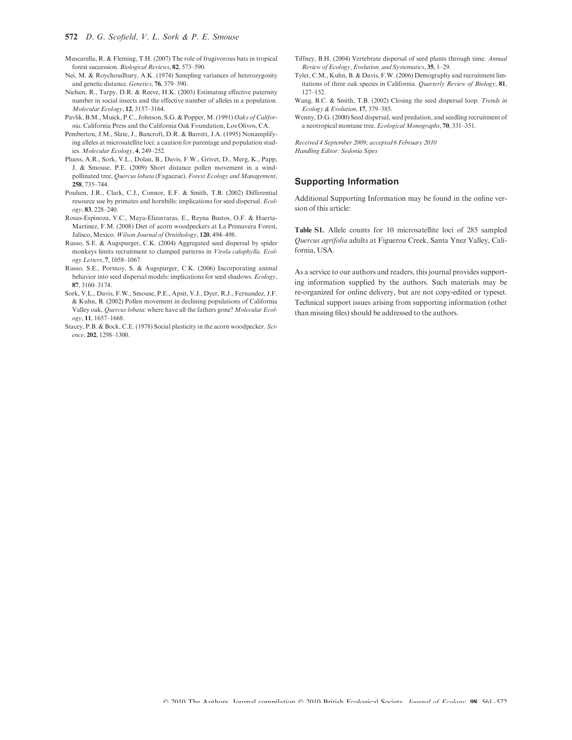Muscarella, R. & Fleming, T.H. (2007) The role of frugivorous bats in tropical forest succession. *Biological Reviews*, **82**, 573–590.

Nei, M. & Roychoudhury, A.K. (1974) Sampling variances of heterozygosity and genetic distance. *Genetics*, **76**, 379–390.

Nielsen, R., Tarpy, D.R. & Reeve, H.K. (2003) Estimating effective paternity number in social insects and the effective number of alleles in a population. *Molecular Ecology*, **12**, 3157–3164.

Pavlik, B.M., Muick, P.C., Johnson, S.G. & Popper, M. (1991) *Oaks of California*. California Press and the California Oak Foundation, Los Olivos, CA.

Pemberton, J.M., Slate, J., Bancroft, D.R. & Barrett, J.A. (1995) Nonamplifying alleles at microsatellite loci: a caution for parentage and population studies. *Molecular Ecology*, **4**, 249–252.

Pluess, A.R., Sork, V.L., Dolan, B., Davis, F.W., Grivet, D., Merg, K., Papp, J. & Smouse, P.E. (2009) Short distance pollen movement in a wind-pollinated tree, *Quercus lobata* (Fagaceae). *Forest Ecology and Management*, **258**, 735–744.

Poulsen, J.R., Clark, C.J., Connor, E.F. & Smith, T.B. (2002) Differential resource use by primates and hornbills: implications for seed dispersal. *Ecology*, **83**, 228–240.

Rosas-Espinoza, V.C., Maya-Elizarraras, E., Reyna Bustos, O.F. & Huerta-Martinez, F.M. (2008) Diet of acorn woodpeckers at La Primavera Forest, Jalisco, Mexico. *Wilson Journal of Ornithology*, **120**, 494–498.

Russo, S.E. & Augspurger, C.K. (2004) Aggregated seed dispersal by spider monkeys limits recruitment to clumped patterns in *Virola calophylla*. *Ecology Letters*, **7**, 1058–1067.

Russo, S.E., Portnoy, S. & Augspurger, C.K. (2006) Incorporating animal behavior into seed dispersal models: implications for seed shadows. *Ecology*, **87**, 3160–3174.

Sork, V.L., Davis, F.W., Smouse, P.E., Apsit, V.J., Dyer, R.J., Fernandez, J.F. & Kuhn, B. (2002) Pollen movement in declining populations of California Valley oak, *Quercus lobata*: where have all the fathers gone? *Molecular Ecology*, **11**, 1657–1668.

Stacey, P.B. & Bock, C.E. (1978) Social plasticity in the acorn woodpecker. *Science*, **202**, 1298–1300.

Tiffney, B.H. (2004) Vertebrate dispersal of seed plants through time. *Annual Review of Ecology, Evolution, and Systematics*, **35**, 1–29.

Tyler, C.M., Kuhn, B. & Davis, F.W. (2006) Demography and recruitment limitations of three oak species in California. *Quarterly Review of Biology*, **81**, 127–152.

Wang, B.C. & Smith, T.B. (2002) Closing the seed dispersal loop. *Trends in Ecology & Evolution*, **17**, 379–385.

Wenny, D.G. (2000) Seed dispersal, seed predation, and seedling recruitment of a neotropical montane tree. *Ecological Monographs*, **70**, 331–351.

*Received 4 September 2009; accepted 6 February 2010*
*Handling Editor: Sedonia Sipes*

## Supporting Information

Additional Supporting Information may be found in the online version of this article:

**Table S1.** Allele counts for 10 microsatellite loci of 285 sampled *Quercus agrifolia* adults at Figueroa Creek, Santa Ynez Valley, California, USA.

As a service to our authors and readers, this journal provides supporting information supplied by the authors. Such materials may be re-organized for online delivery, but are not copy-edited or typeset. Technical support issues arising from supporting information (other than missing files) should be addressed to the authors.